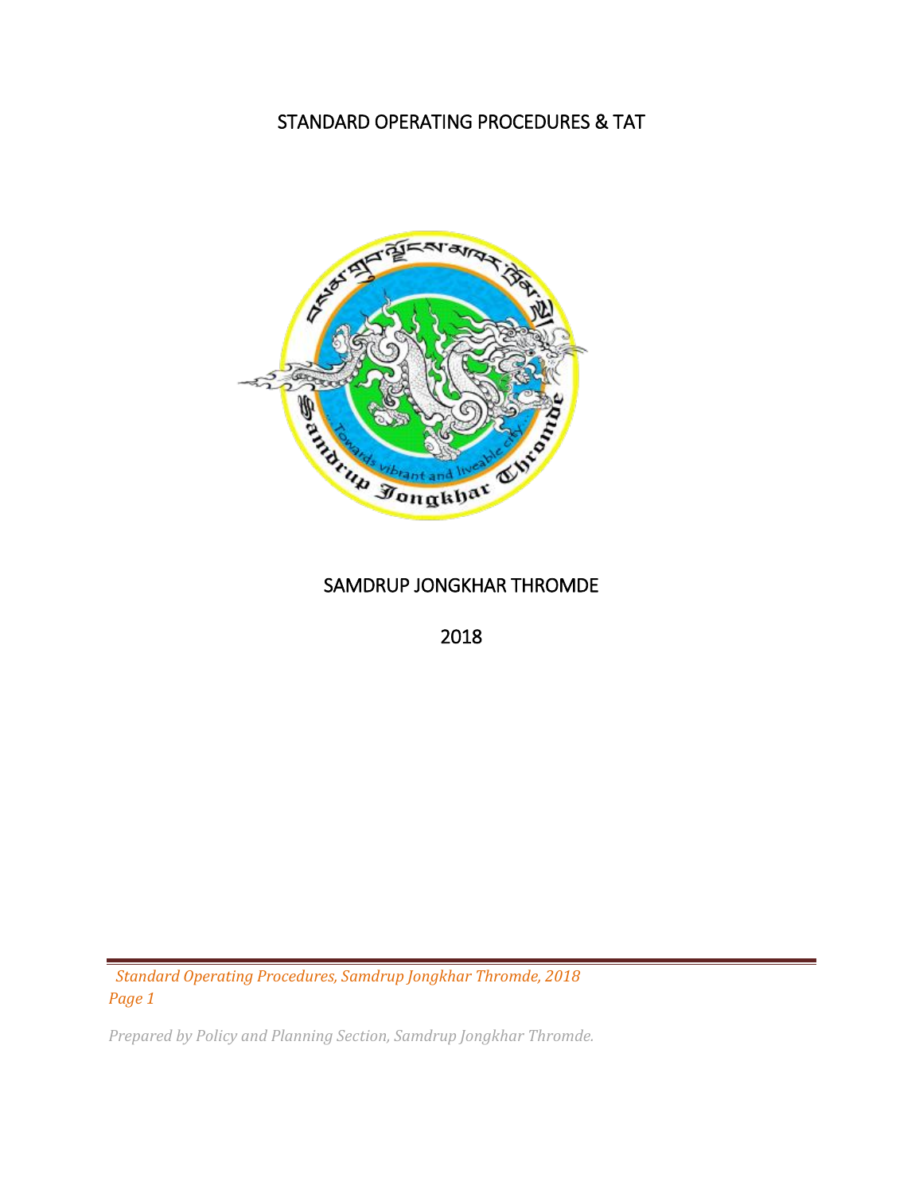# STANDARD OPERATING PROCEDURES & TAT

## SAMDRUP JONGKHAR THROMDE

2018

*Prepared by Policy and Planning Section, Samdrup Jongkhar Thromde.*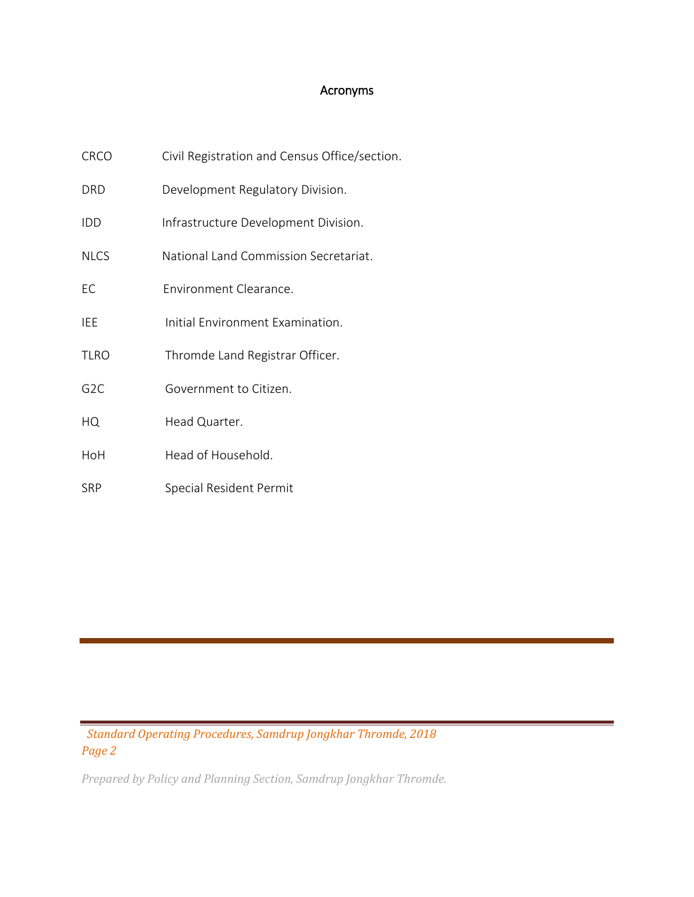# Acronyms

| | |
|---|---|
| CRCO | Civil Registration and Census Office/section. |
| DRD | Development Regulatory Division. |
| IDD | Infrastructure Development Division. |
| NLCS | National Land Commission Secretariat. |
| EC | Environment Clearance. |
| IEE | Initial Environment Examination. |
| TLRO | Thromde Land Registrar Officer. |
| G2C | Government to Citizen. |
| HQ | Head Quarter. |
| HoH | Head of Household. |
| SRP | Special Resident Permit |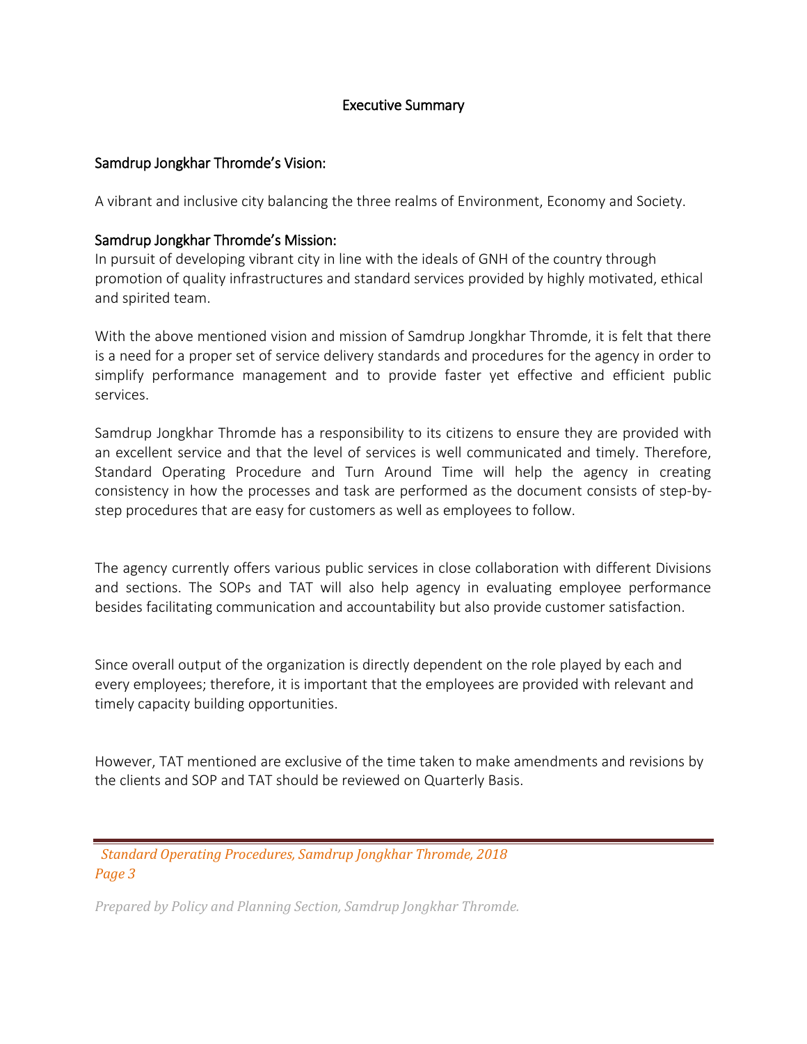# Executive Summary

## Samdrup Jongkhar Thromde's Vision:

A vibrant and inclusive city balancing the three realms of Environment, Economy and Society.

## Samdrup Jongkhar Thromde's Mission:

In pursuit of developing vibrant city in line with the ideals of GNH of the country through promotion of quality infrastructures and standard services provided by highly motivated, ethical and spirited team.

With the above mentioned vision and mission of Samdrup Jongkhar Thromde, it is felt that there is a need for a proper set of service delivery standards and procedures for the agency in order to simplify performance management and to provide faster yet effective and efficient public services.

Samdrup Jongkhar Thromde has a responsibility to its citizens to ensure they are provided with an excellent service and that the level of services is well communicated and timely. Therefore, Standard Operating Procedure and Turn Around Time will help the agency in creating consistency in how the processes and task are performed as the document consists of step-by-step procedures that are easy for customers as well as employees to follow.

The agency currently offers various public services in close collaboration with different Divisions and sections. The SOPs and TAT will also help agency in evaluating employee performance besides facilitating communication and accountability but also provide customer satisfaction.

Since overall output of the organization is directly dependent on the role played by each and every employees; therefore, it is important that the employees are provided with relevant and timely capacity building opportunities.

However, TAT mentioned are exclusive of the time taken to make amendments and revisions by the clients and SOP and TAT should be reviewed on Quarterly Basis.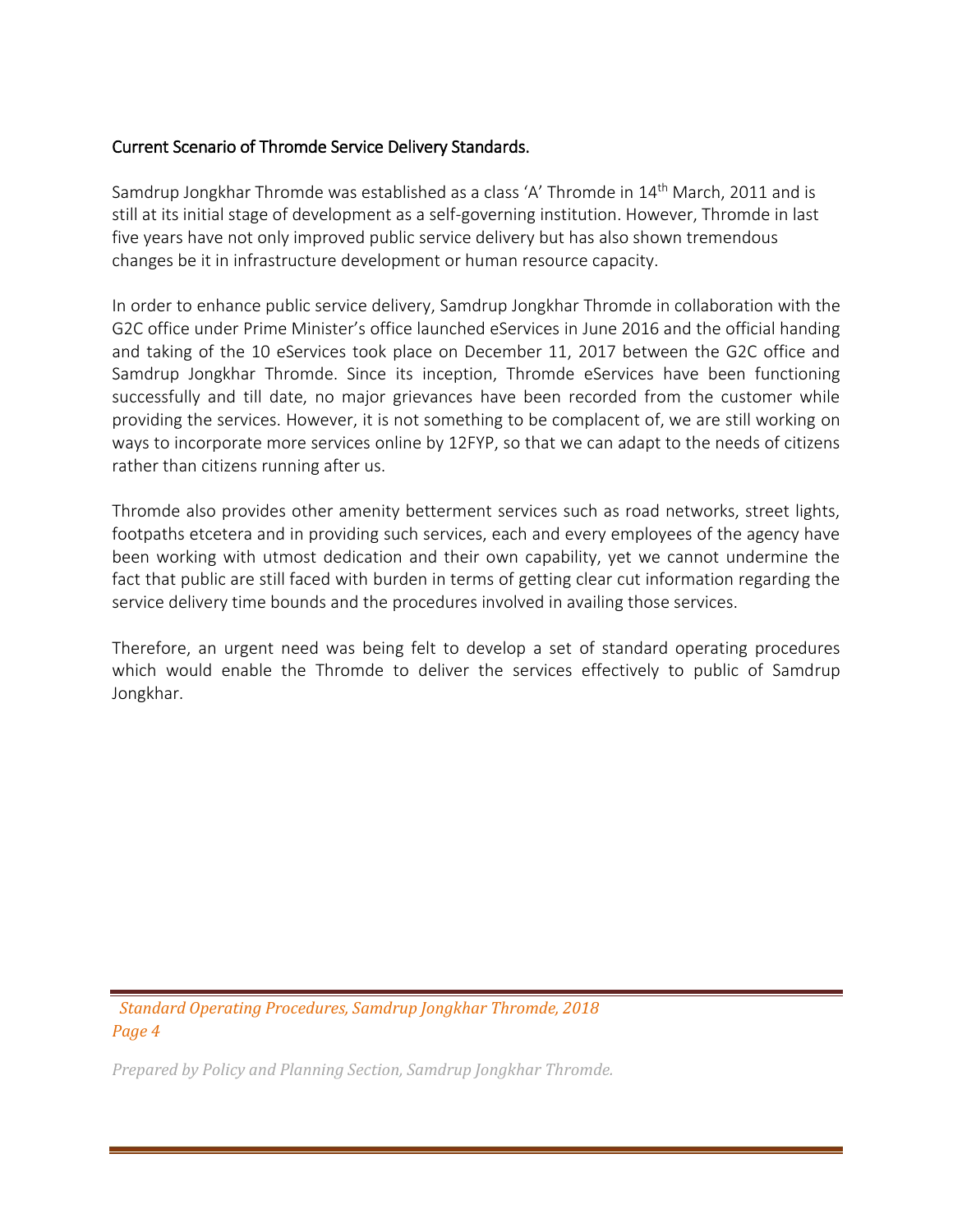## Current Scenario of Thromde Service Delivery Standards.

Samdrup Jongkhar Thromde was established as a class 'A' Thromde in 14th March, 2011 and is still at its initial stage of development as a self-governing institution. However, Thromde in last five years have not only improved public service delivery but has also shown tremendous changes be it in infrastructure development or human resource capacity.

In order to enhance public service delivery, Samdrup Jongkhar Thromde in collaboration with the G2C office under Prime Minister's office launched eServices in June 2016 and the official handing and taking of the 10 eServices took place on December 11, 2017 between the G2C office and Samdrup Jongkhar Thromde. Since its inception, Thromde eServices have been functioning successfully and till date, no major grievances have been recorded from the customer while providing the services. However, it is not something to be complacent of, we are still working on ways to incorporate more services online by 12FYP, so that we can adapt to the needs of citizens rather than citizens running after us.

Thromde also provides other amenity betterment services such as road networks, street lights, footpaths etcetera and in providing such services, each and every employees of the agency have been working with utmost dedication and their own capability, yet we cannot undermine the fact that public are still faced with burden in terms of getting clear cut information regarding the service delivery time bounds and the procedures involved in availing those services.

Therefore, an urgent need was being felt to develop a set of standard operating procedures which would enable the Thromde to deliver the services effectively to public of Samdrup Jongkhar.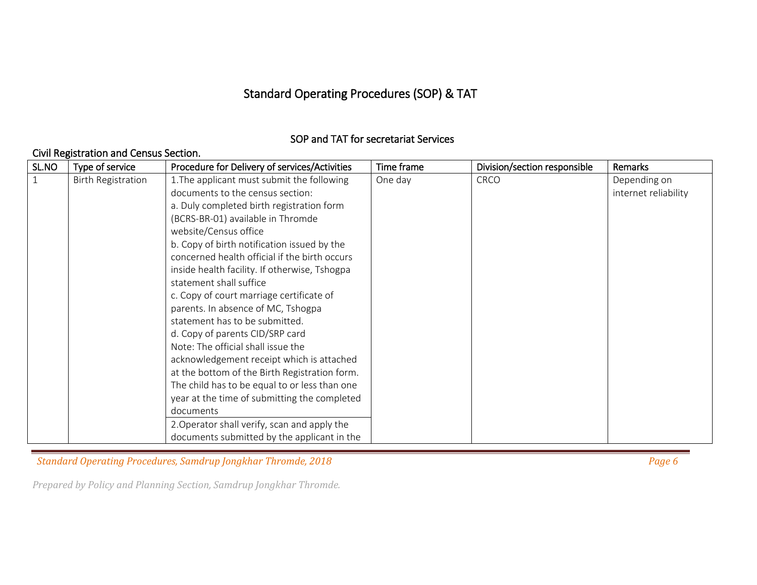# Standard Operating Procedures (SOP) & TAT

## SOP and TAT for secretariat Services

### Civil Registration and Census Section.

| SL.NO | Type of service | Procedure for Delivery of services/Activities | Time frame | Division/section responsible | Remarks |
|---|---|---|---|---|---|
| 1 | Birth Registration | 1.The applicant must submit the following documents to the census section:<br>a. Duly completed birth registration form (BCRS-BR-01) available in Thromde website/Census office<br>b. Copy of birth notification issued by the concerned health official if the birth occurs inside health facility. If otherwise, Tshogpa statement shall suffice<br>c. Copy of court marriage certificate of parents. In absence of MC, Tshogpa statement has to be submitted.<br>d. Copy of parents CID/SRP card<br>Note: The official shall issue the acknowledgement receipt which is attached at the bottom of the Birth Registration form. The child has to be equal to or less than one year at the time of submitting the completed documents | One day | CRCO | Depending on internet reliability |
| | | 2.Operator shall verify, scan and apply the documents submitted by the applicant in the | | | |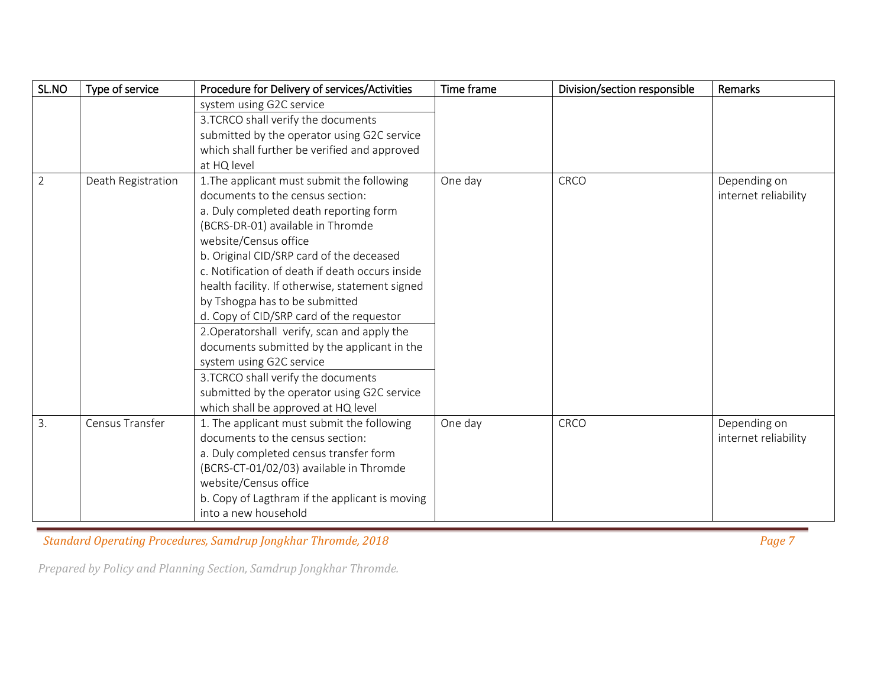| SL.NO | Type of service | Procedure for Delivery of services/Activities | Time frame | Division/section responsible | Remarks |
|---|---|---|---|---|---|
| | | system using G2C service | | | |
| | | 3.TCRCO shall verify the documents submitted by the operator using G2C service which shall further be verified and approved at HQ level | | | |
| 2 | Death Registration | 1.The applicant must submit the following documents to the census section:<br>a. Duly completed death reporting form (BCRS-DR-01) available in Thromde website/Census office<br>b. Original CID/SRP card of the deceased<br>c. Notification of death if death occurs inside health facility. If otherwise, statement signed by Tshogpa has to be submitted<br>d. Copy of CID/SRP card of the requestor | One day | CRCO | Depending on internet reliability |
| | | 2.Operatorshall verify, scan and apply the documents submitted by the applicant in the system using G2C service | | | |
| | | 3.TCRCO shall verify the documents submitted by the operator using G2C service which shall be approved at HQ level | | | |
| 3. | Census Transfer | 1. The applicant must submit the following documents to the census section:<br>a. Duly completed census transfer form (BCRS-CT-01/02/03) available in Thromde website/Census office<br>b. Copy of Lagthram if the applicant is moving into a new household | One day | CRCO | Depending on internet reliability |

*Prepared by Policy and Planning Section, Samdrup Jongkhar Thromde.*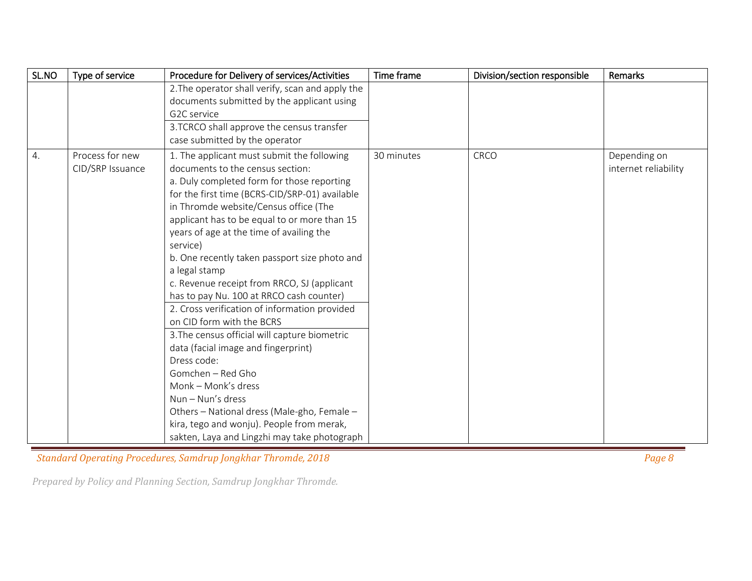| SL.NO | Type of service | Procedure for Delivery of services/Activities | Time frame | Division/section responsible | Remarks |
|---|---|---|---|---|---|
| | | 2.The operator shall verify, scan and apply the documents submitted by the applicant using G2C service | | | |
| | | 3.TCRCO shall approve the census transfer case submitted by the operator | | | |
| 4. | Process for new CID/SRP Issuance | 1. The applicant must submit the following documents to the census section:<br>a. Duly completed form for those reporting for the first time (BCRS-CID/SRP-01) available in Thromde website/Census office (The applicant has to be equal to or more than 15 years of age at the time of availing the service)<br>b. One recently taken passport size photo and a legal stamp<br>c. Revenue receipt from RRCO, SJ (applicant has to pay Nu. 100 at RRCO cash counter) | 30 minutes | CRCO | Depending on internet reliability |
| | | 2. Cross verification of information provided on CID form with the BCRS | | | |
| | | 3.The census official will capture biometric data (facial image and fingerprint)<br>Dress code:<br>Gomchen – Red Gho<br>Monk – Monk's dress<br>Nun – Nun's dress<br>Others – National dress (Male-gho, Female – kira, tego and wonju). People from merak, sakten, Laya and Lingzhi may take photograph | | | |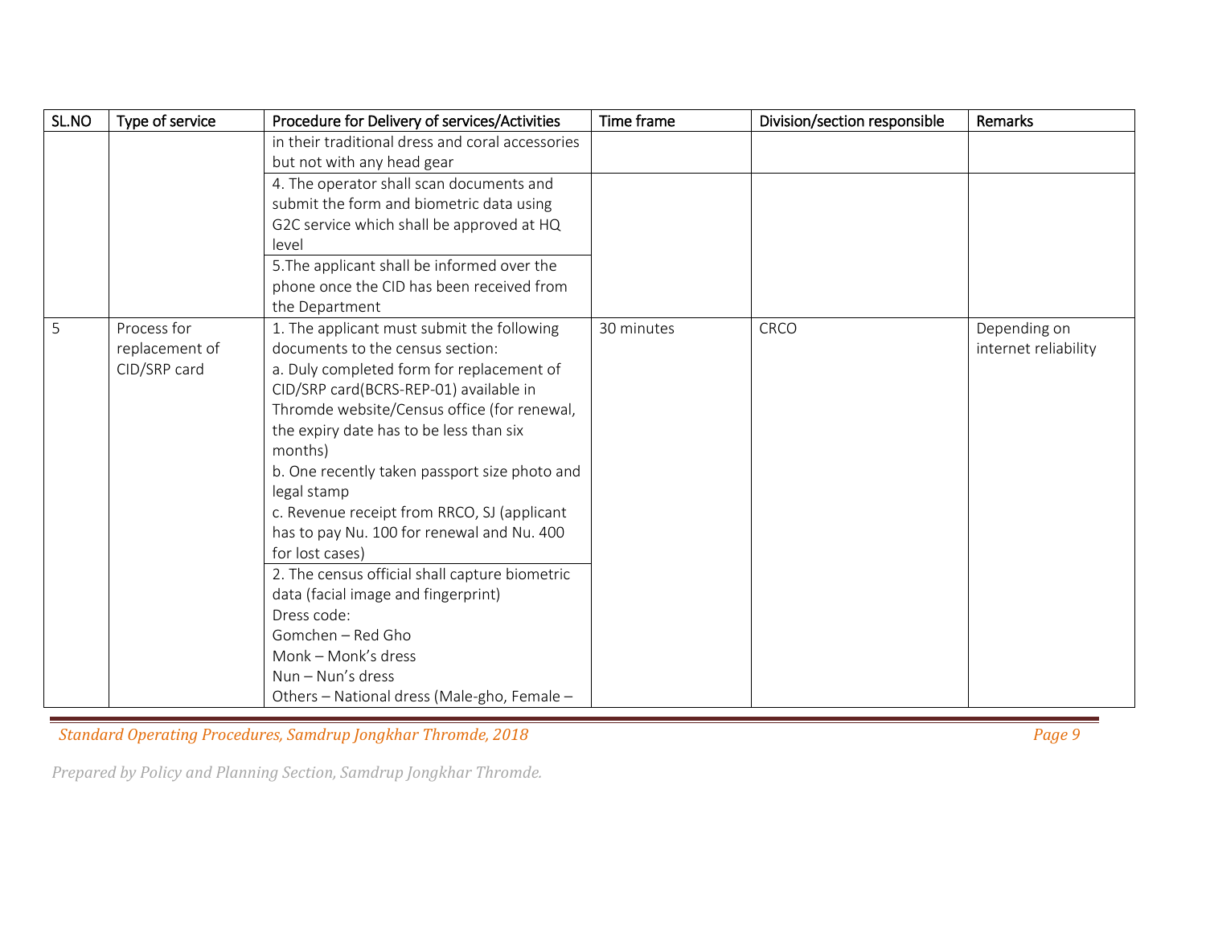| SL.NO | Type of service | Procedure for Delivery of services/Activities | Time frame | Division/section responsible | Remarks |
|---|---|---|---|---|---|
| | | in their traditional dress and coral accessories but not with any head gear | | | |
| | | 4. The operator shall scan documents and submit the form and biometric data using G2C service which shall be approved at HQ level | | | |
| | | 5.The applicant shall be informed over the phone once the CID has been received from the Department | | | |
| 5 | Process for replacement of CID/SRP card | 1. The applicant must submit the following documents to the census section:<br>a. Duly completed form for replacement of CID/SRP card(BCRS-REP-01) available in Thromde website/Census office (for renewal, the expiry date has to be less than six months)<br>b. One recently taken passport size photo and legal stamp<br>c. Revenue receipt from RRCO, SJ (applicant has to pay Nu. 100 for renewal and Nu. 400 for lost cases) | 30 minutes | CRCO | Depending on internet reliability |
| | | 2. The census official shall capture biometric data (facial image and fingerprint)<br>Dress code:<br>Gomchen – Red Gho<br>Monk – Monk's dress<br>Nun – Nun's dress<br>Others – National dress (Male-gho, Female – | | | |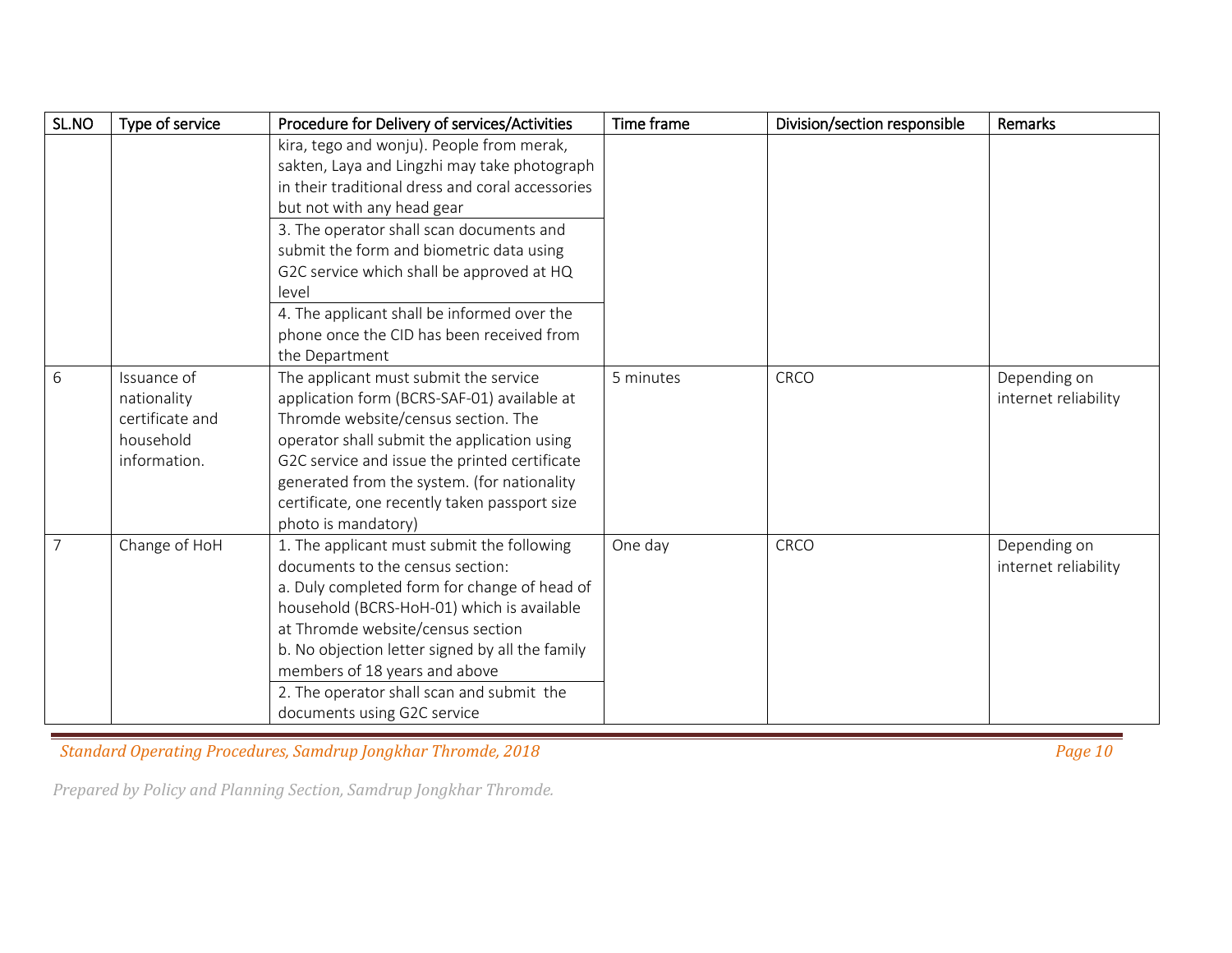| SL.NO | Type of service | Procedure for Delivery of services/Activities | Time frame | Division/section responsible | Remarks |
|---|---|---|---|---|---|
| | | kira, tego and wonju). People from merak, sakten, Laya and Lingzhi may take photograph in their traditional dress and coral accessories but not with any head gear<br>3. The operator shall scan documents and submit the form and biometric data using G2C service which shall be approved at HQ level<br>4. The applicant shall be informed over the phone once the CID has been received from the Department | | | |
| 6 | Issuance of nationality certificate and household information. | The applicant must submit the service application form (BCRS-SAF-01) available at Thromde website/census section. The operator shall submit the application using G2C service and issue the printed certificate generated from the system. (for nationality certificate, one recently taken passport size photo is mandatory) | 5 minutes | CRCO | Depending on internet reliability |
| 7 | Change of HoH | 1. The applicant must submit the following documents to the census section:<br>a. Duly completed form for change of head of household (BCRS-HoH-01) which is available at Thromde website/census section<br>b. No objection letter signed by all the family members of 18 years and above<br>2. The operator shall scan and submit the documents using G2C service | One day | CRCO | Depending on internet reliability |

*Prepared by Policy and Planning Section, Samdrup Jongkhar Thromde.*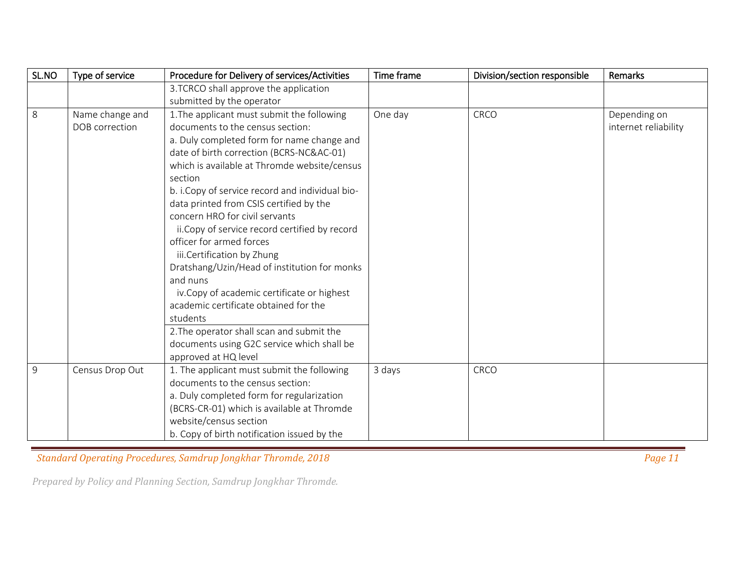| SL.NO | Type of service | Procedure for Delivery of services/Activities | Time frame | Division/section responsible | Remarks |
|---|---|---|---|---|---|
| | | 3.TCRCO shall approve the application submitted by the operator | | | |
| 8 | Name change and DOB correction | 1.The applicant must submit the following documents to the census section:<br>a. Duly completed form for name change and date of birth correction (BCRS-NC&AC-01) which is available at Thromde website/census section<br>b. i.Copy of service record and individual bio-data printed from CSIS certified by the concern HRO for civil servants<br>ii.Copy of service record certified by record officer for armed forces<br>iii.Certification by Zhung Dratshang/Uzin/Head of institution for monks and nuns<br>iv.Copy of academic certificate or highest academic certificate obtained for the students | One day | CRCO | Depending on internet reliability |
| | | 2.The operator shall scan and submit the documents using G2C service which shall be approved at HQ level | | | |
| 9 | Census Drop Out | 1. The applicant must submit the following documents to the census section:<br>a. Duly completed form for regularization (BCRS-CR-01) which is available at Thromde website/census section<br>b. Copy of birth notification issued by the | 3 days | CRCO | |

*Prepared by Policy and Planning Section, Samdrup Jongkhar Thromde.*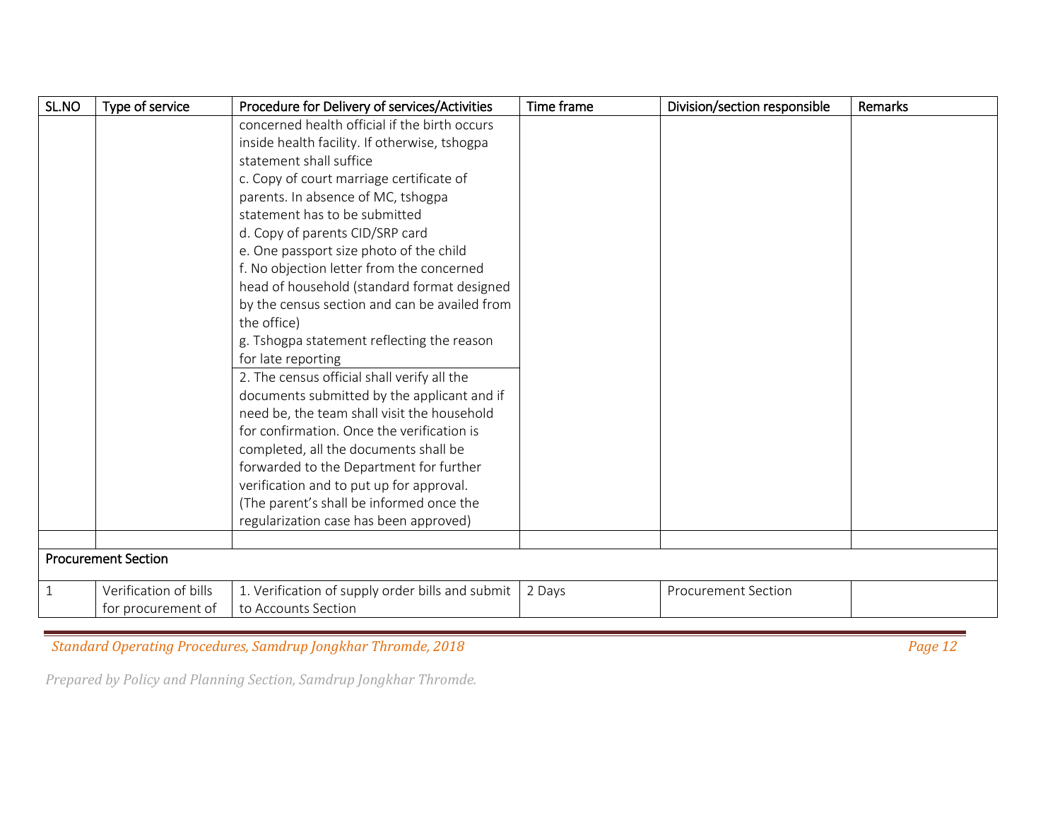| SL.NO | Type of service | Procedure for Delivery of services/Activities | Time frame | Division/section responsible | Remarks |
|---|---|---|---|---|---|
| | | concerned health official if the birth occurs inside health facility. If otherwise, tshogpa statement shall suffice<br>c. Copy of court marriage certificate of parents. In absence of MC, tshogpa statement has to be submitted<br>d. Copy of parents CID/SRP card<br>e. One passport size photo of the child<br>f. No objection letter from the concerned head of household (standard format designed by the census section and can be availed from the office)<br>g. Tshogpa statement reflecting the reason for late reporting | | | |
| | | 2. The census official shall verify all the documents submitted by the applicant and if need be, the team shall visit the household for confirmation. Once the verification is completed, all the documents shall be forwarded to the Department for further verification and to put up for approval. (The parent's shall be informed once the regularization case has been approved) | | | |
| | | | | | |
| **Procurement Section** | | | | | |
| 1 | Verification of bills for procurement of | 1. Verification of supply order bills and submit to Accounts Section | 2 Days | Procurement Section | |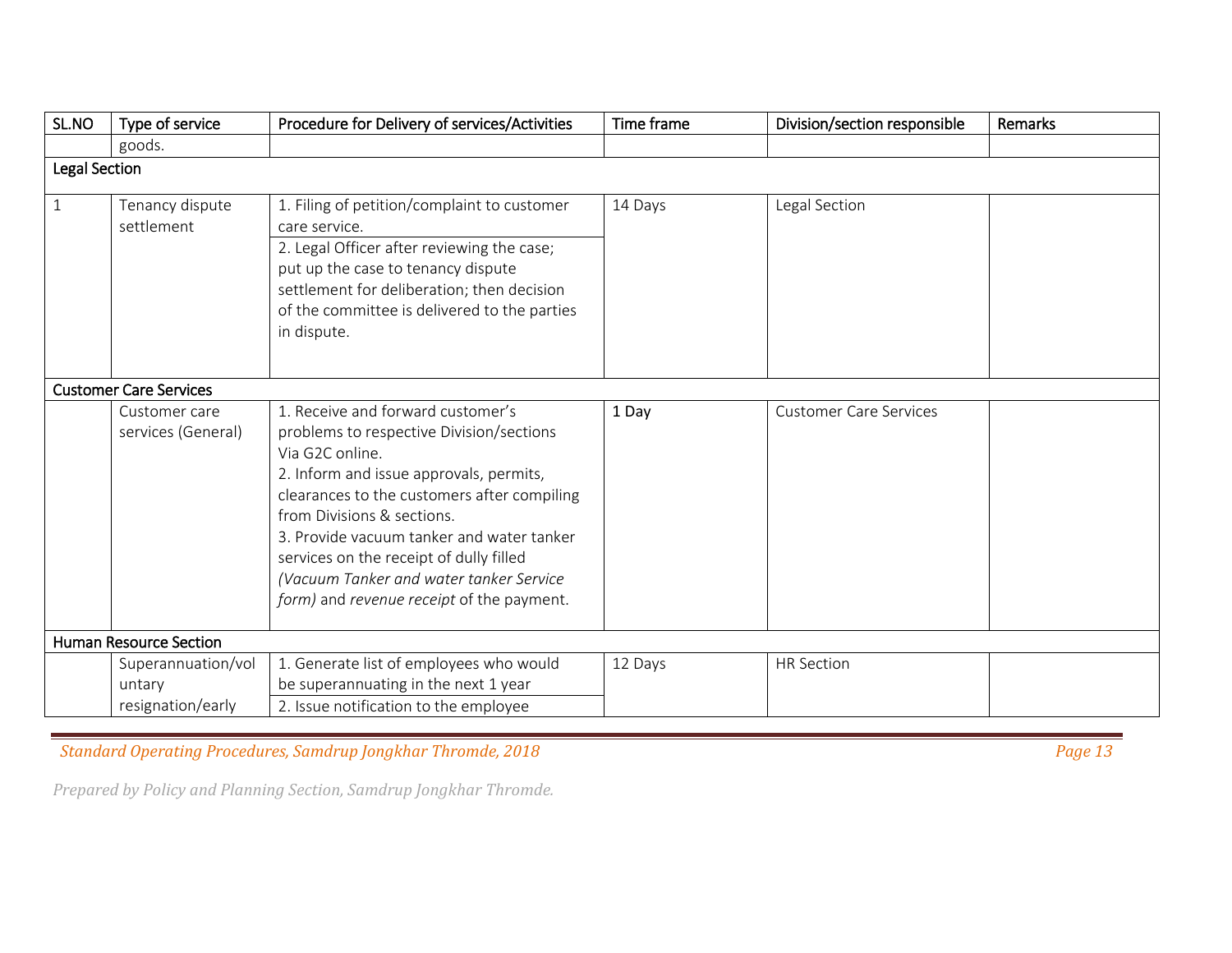| SL.NO | Type of service | Procedure for Delivery of services/Activities | Time frame | Division/section responsible | Remarks |
|---|---|---|---|---|---|
| | goods. | | | | |
| **Legal Section** | | | | | |
| 1 | Tenancy dispute settlement | 1. Filing of petition/complaint to customer care service.<br>2. Legal Officer after reviewing the case; put up the case to tenancy dispute settlement for deliberation; then decision of the committee is delivered to the parties in dispute. | 14 Days | Legal Section | |
| **Customer Care Services** | | | | | |
| | Customer care services (General) | 1. Receive and forward customer's problems to respective Division/sections Via G2C online.<br>2. Inform and issue approvals, permits, clearances to the customers after compiling from Divisions & sections.<br>3. Provide vacuum tanker and water tanker services on the receipt of dully filled *(Vacuum Tanker and water tanker Service form)* and *revenue receipt* of the payment. | 1 Day | Customer Care Services | |
| **Human Resource Section** | | | | | |
| | Superannuation/voluntary resignation/early | 1. Generate list of employees who would be superannuating in the next 1 year<br>2. Issue notification to the employee | 12 Days | HR Section | |

*Prepared by Policy and Planning Section, Samdrup Jongkhar Thromde.*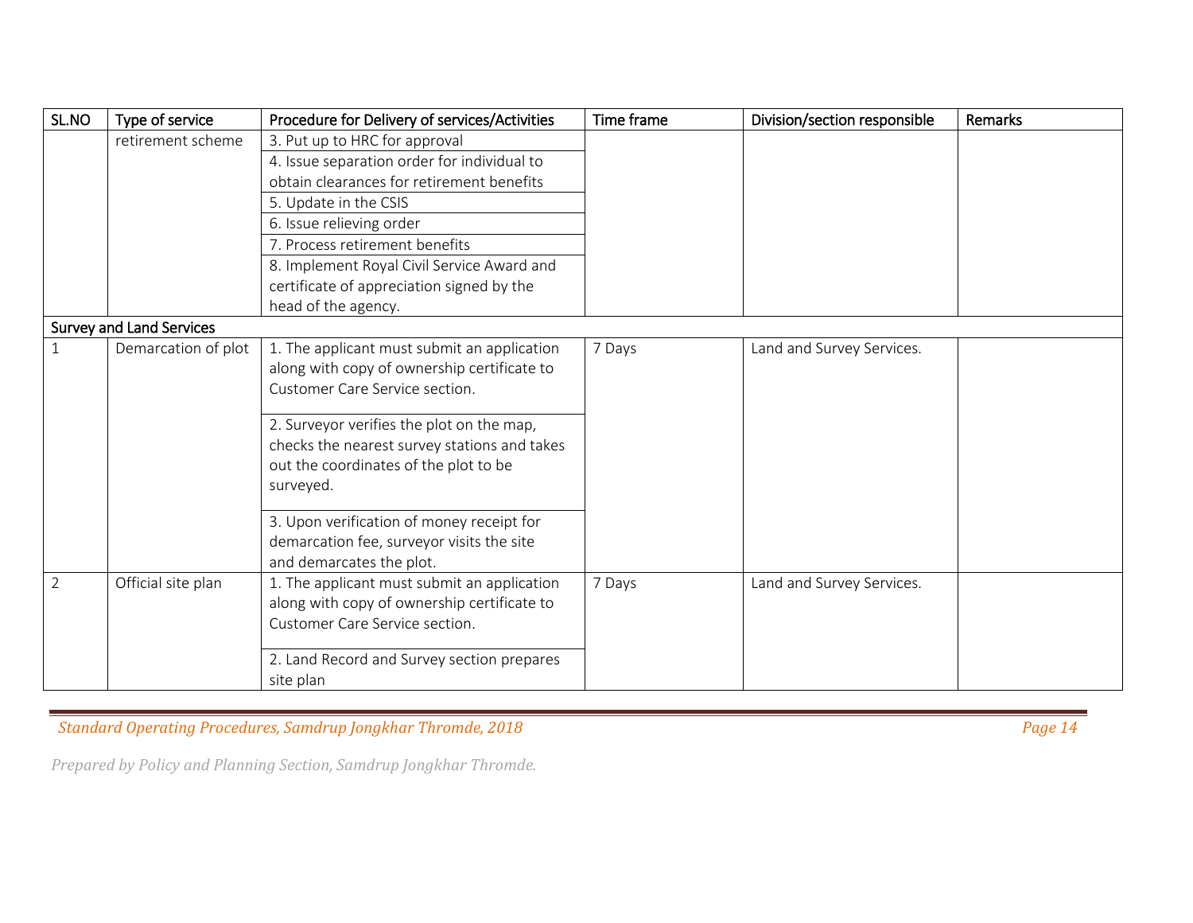| SL.NO | Type of service | Procedure for Delivery of services/Activities | Time frame | Division/section responsible | Remarks |
|---|---|---|---|---|---|
| | retirement scheme | 3. Put up to HRC for approval | | | |
| | | 4. Issue separation order for individual to obtain clearances for retirement benefits | | | |
| | | 5. Update in the CSIS | | | |
| | | 6. Issue relieving order | | | |
| | | 7. Process retirement benefits | | | |
| | | 8. Implement Royal Civil Service Award and certificate of appreciation signed by the head of the agency. | | | |
| **Survey and Land Services** | | | | | |
| 1 | Demarcation of plot | 1. The applicant must submit an application along with copy of ownership certificate to Customer Care Service section. | 7 Days | Land and Survey Services. | |
| | | 2. Surveyor verifies the plot on the map, checks the nearest survey stations and takes out the coordinates of the plot to be surveyed. | | | |
| | | 3. Upon verification of money receipt for demarcation fee, surveyor visits the site and demarcates the plot. | | | |
| 2 | Official site plan | 1. The applicant must submit an application along with copy of ownership certificate to Customer Care Service section. | 7 Days | Land and Survey Services. | |
| | | 2. Land Record and Survey section prepares site plan | | | |

*Prepared by Policy and Planning Section, Samdrup Jongkhar Thromde.*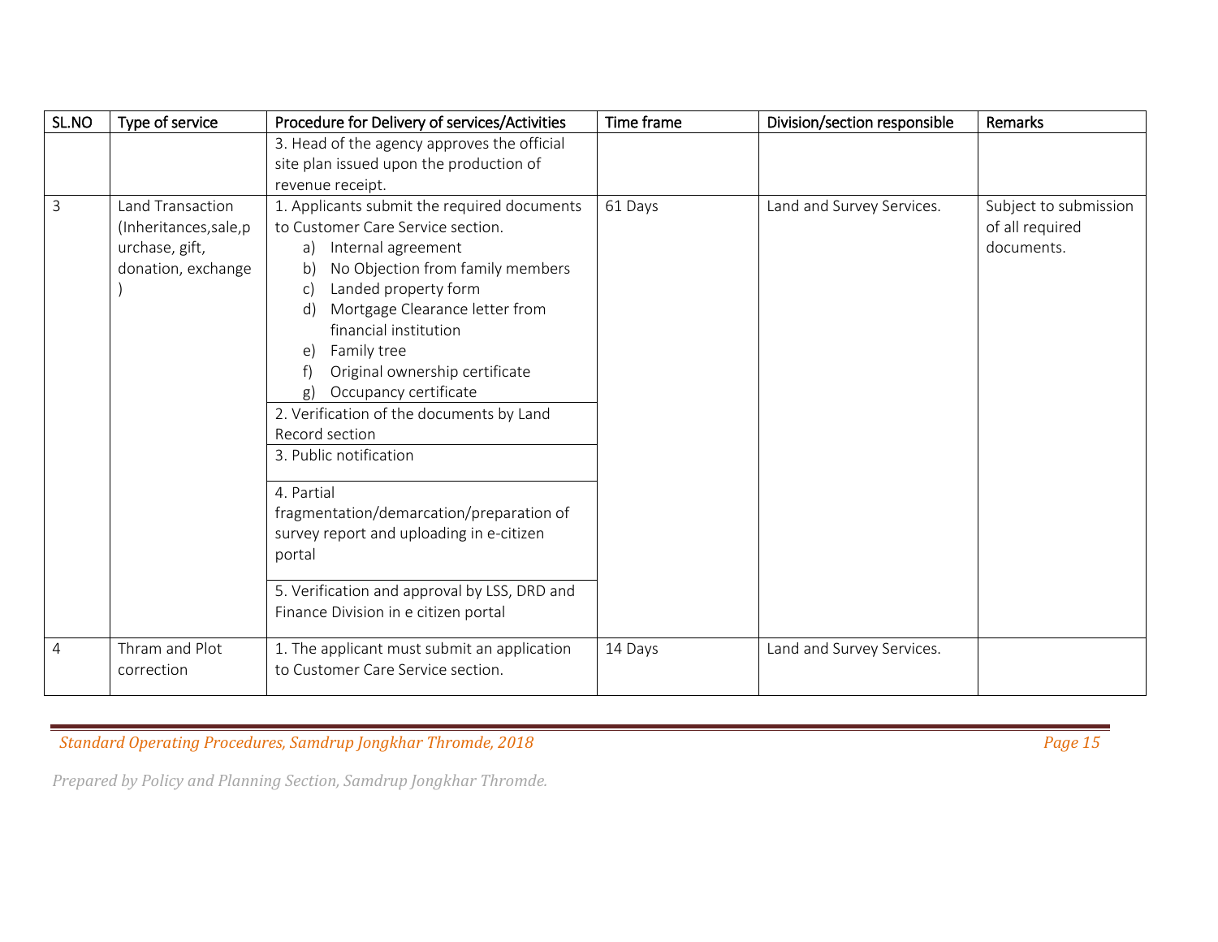| SL.NO | Type of service | Procedure for Delivery of services/Activities | Time frame | Division/section responsible | Remarks |
|---|---|---|---|---|---|
| | | 3. Head of the agency approves the official site plan issued upon the production of revenue receipt. | | | |
| 3 | Land Transaction (Inheritances,sale,purchase, gift, donation, exchange ) | 1. Applicants submit the required documents to Customer Care Service section.<br>a) Internal agreement<br>b) No Objection from family members<br>c) Landed property form<br>d) Mortgage Clearance letter from financial institution<br>e) Family tree<br>f) Original ownership certificate<br>g) Occupancy certificate | 61 Days | Land and Survey Services. | Subject to submission of all required documents. |
| | | 2. Verification of the documents by Land Record section | | | |
| | | 3. Public notification | | | |
| | | 4. Partial fragmentation/demarcation/preparation of survey report and uploading in e-citizen portal | | | |
| | | 5. Verification and approval by LSS, DRD and Finance Division in e citizen portal | | | |
| 4 | Thram and Plot correction | 1. The applicant must submit an application to Customer Care Service section. | 14 Days | Land and Survey Services. | |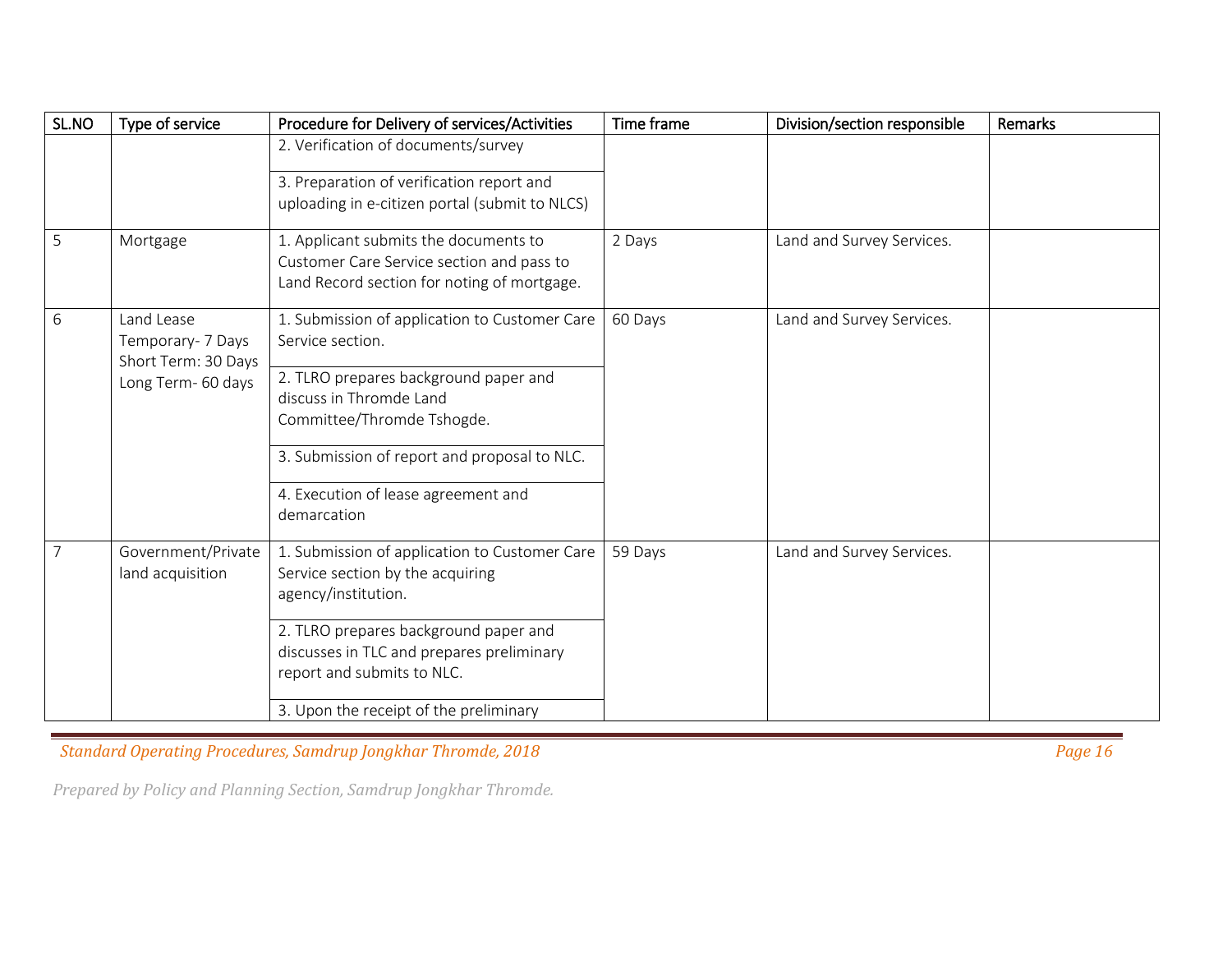| SL.NO | Type of service | Procedure for Delivery of services/Activities | Time frame | Division/section responsible | Remarks |
|---|---|---|---|---|---|
| | | 2. Verification of documents/survey | | | |
| | | 3. Preparation of verification report and uploading in e-citizen portal (submit to NLCS) | | | |
| 5 | Mortgage | 1. Applicant submits the documents to Customer Care Service section and pass to Land Record section for noting of mortgage. | 2 Days | Land and Survey Services. | |
| 6 | Land Lease Temporary- 7 Days Short Term: 30 Days Long Term- 60 days | 1. Submission of application to Customer Care Service section. | 60 Days | Land and Survey Services. | |
| | | 2. TLRO prepares background paper and discuss in Thromde Land Committee/Thromde Tshogde. | | | |
| | | 3. Submission of report and proposal to NLC. | | | |
| | | 4. Execution of lease agreement and demarcation | | | |
| 7 | Government/Private land acquisition | 1. Submission of application to Customer Care Service section by the acquiring agency/institution. | 59 Days | Land and Survey Services. | |
| | | 2. TLRO prepares background paper and discusses in TLC and prepares preliminary report and submits to NLC. | | | |
| | | 3. Upon the receipt of the preliminary | | | |

*Prepared by Policy and Planning Section, Samdrup Jongkhar Thromde.*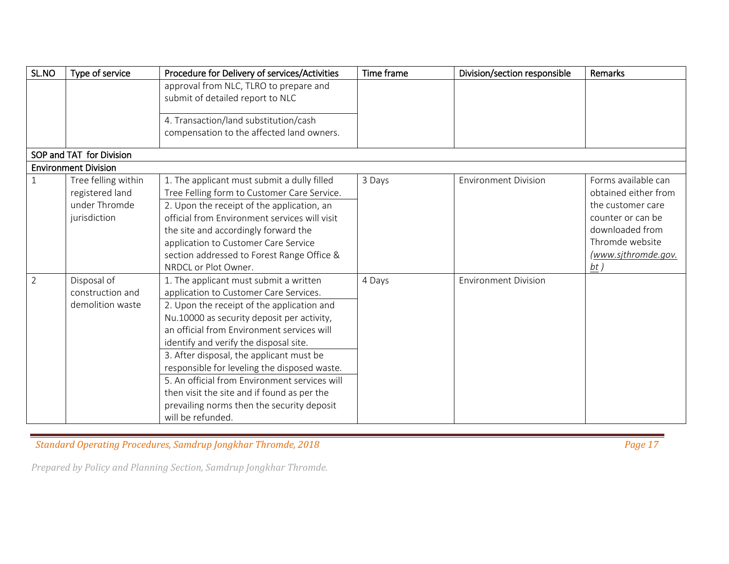| SL.NO | Type of service | Procedure for Delivery of services/Activities | Time frame | Division/section responsible | Remarks |
|---|---|---|---|---|---|
| | | approval from NLC, TLRO to prepare and submit of detailed report to NLC<br><br>4. Transaction/land substitution/cash compensation to the affected land owners. | | | |
| SOP and TAT for Division | | | | | |
| Environment Division | | | | | |
| 1 | Tree felling within registered land under Thromde jurisdiction | 1. The applicant must submit a dully filled Tree Felling form to Customer Care Service.<br>2. Upon the receipt of the application, an official from Environment services will visit the site and accordingly forward the application to Customer Care Service section addressed to Forest Range Office & NRDCL or Plot Owner. | 3 Days | Environment Division | Forms available can obtained either from the customer care counter or can be downloaded from Thromde website (*www.sjthromde.gov.bt* ) |
| 2 | Disposal of construction and demolition waste | 1. The applicant must submit a written application to Customer Care Services.<br>2. Upon the receipt of the application and Nu.10000 as security deposit per activity, an official from Environment services will identify and verify the disposal site.<br>3. After disposal, the applicant must be responsible for leveling the disposed waste.<br>5. An official from Environment services will then visit the site and if found as per the prevailing norms then the security deposit will be refunded. | 4 Days | Environment Division | |

*Prepared by Policy and Planning Section, Samdrup Jongkhar Thromde.*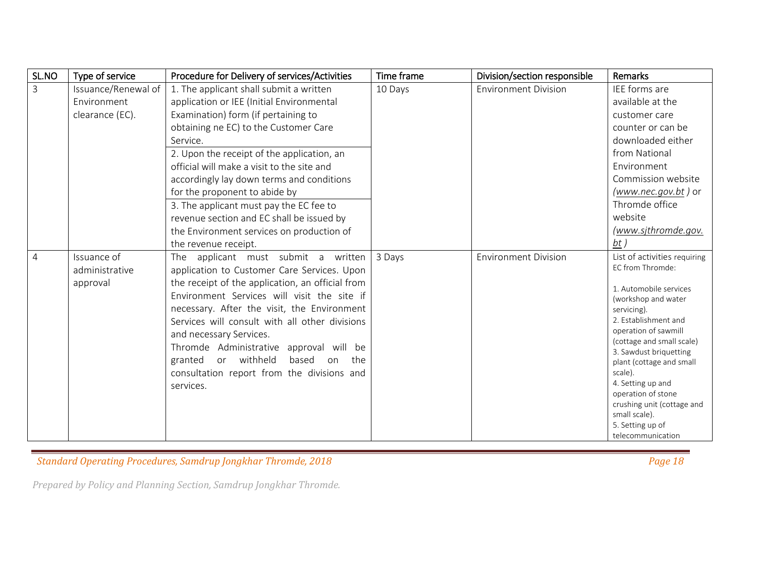| SL.NO | Type of service | Procedure for Delivery of services/Activities | Time frame | Division/section responsible | Remarks |
|---|---|---|---|---|---|
| 3 | Issuance/Renewal of Environment clearance (EC). | 1. The applicant shall submit a written application or IEE (Initial Environmental Examination) form (if pertaining to obtaining ne EC) to the Customer Care Service.<br>2. Upon the receipt of the application, an official will make a visit to the site and accordingly lay down terms and conditions for the proponent to abide by<br>3. The applicant must pay the EC fee to revenue section and EC shall be issued by the Environment services on production of the revenue receipt. | 10 Days | Environment Division | IEE forms are available at the customer care counter or can be downloaded either from National Environment Commission website (*www.nec.gov.bt* ) or Thromde office website (*www.sjthromde.gov.bt* ) |
| 4 | Issuance of administrative approval | The applicant must submit a written application to Customer Care Services. Upon the receipt of the application, an official from Environment Services will visit the site if necessary. After the visit, the Environment Services will consult with all other divisions and necessary Services.<br>Thromde Administrative approval will be granted or withheld based on the consultation report from the divisions and services. | 3 Days | Environment Division | List of activities requiring EC from Thromde:<br>1. Automobile services (workshop and water servicing).<br>2. Establishment and operation of sawmill (cottage and small scale)<br>3. Sawdust briquetting plant (cottage and small scale).<br>4. Setting up and operation of stone crushing unit (cottage and small scale).<br>5. Setting up of telecommunication |

*Prepared by Policy and Planning Section, Samdrup Jongkhar Thromde.*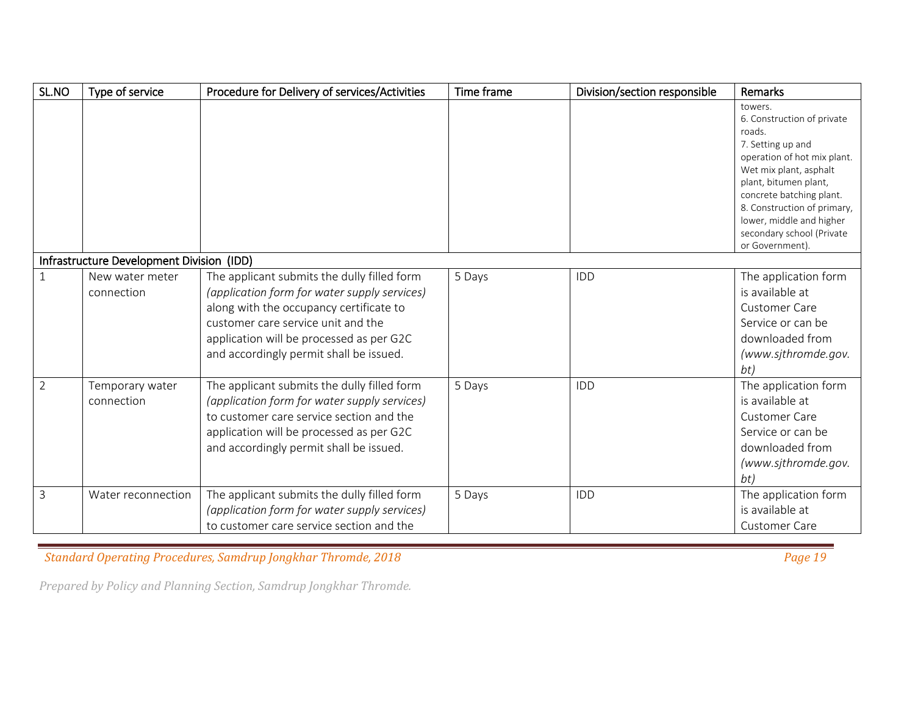| SL.NO | Type of service | Procedure for Delivery of services/Activities | Time frame | Division/section responsible | Remarks |
|---|---|---|---|---|---|
| | | | | | towers.<br>6. Construction of private roads.<br>7. Setting up and operation of hot mix plant. Wet mix plant, asphalt plant, bitumen plant, concrete batching plant.<br>8. Construction of primary, lower, middle and higher secondary school (Private or Government). |
| Infrastructure Development Division (IDD) | | | | | |
| 1 | New water meter connection | The applicant submits the dully filled form *(application form for water supply services)* along with the occupancy certificate to customer care service unit and the application will be processed as per G2C and accordingly permit shall be issued. | 5 Days | IDD | The application form is available at Customer Care Service or can be downloaded from *(www.sjthromde.gov.bt)* |
| 2 | Temporary water connection | The applicant submits the dully filled form *(application form for water supply services)* to customer care service section and the application will be processed as per G2C and accordingly permit shall be issued. | 5 Days | IDD | The application form is available at Customer Care Service or can be downloaded from *(www.sjthromde.gov.bt)* |
| 3 | Water reconnection | The applicant submits the dully filled form *(application form for water supply services)* to customer care service section and the | 5 Days | IDD | The application form is available at Customer Care |

*Prepared by Policy and Planning Section, Samdrup Jongkhar Thromde.*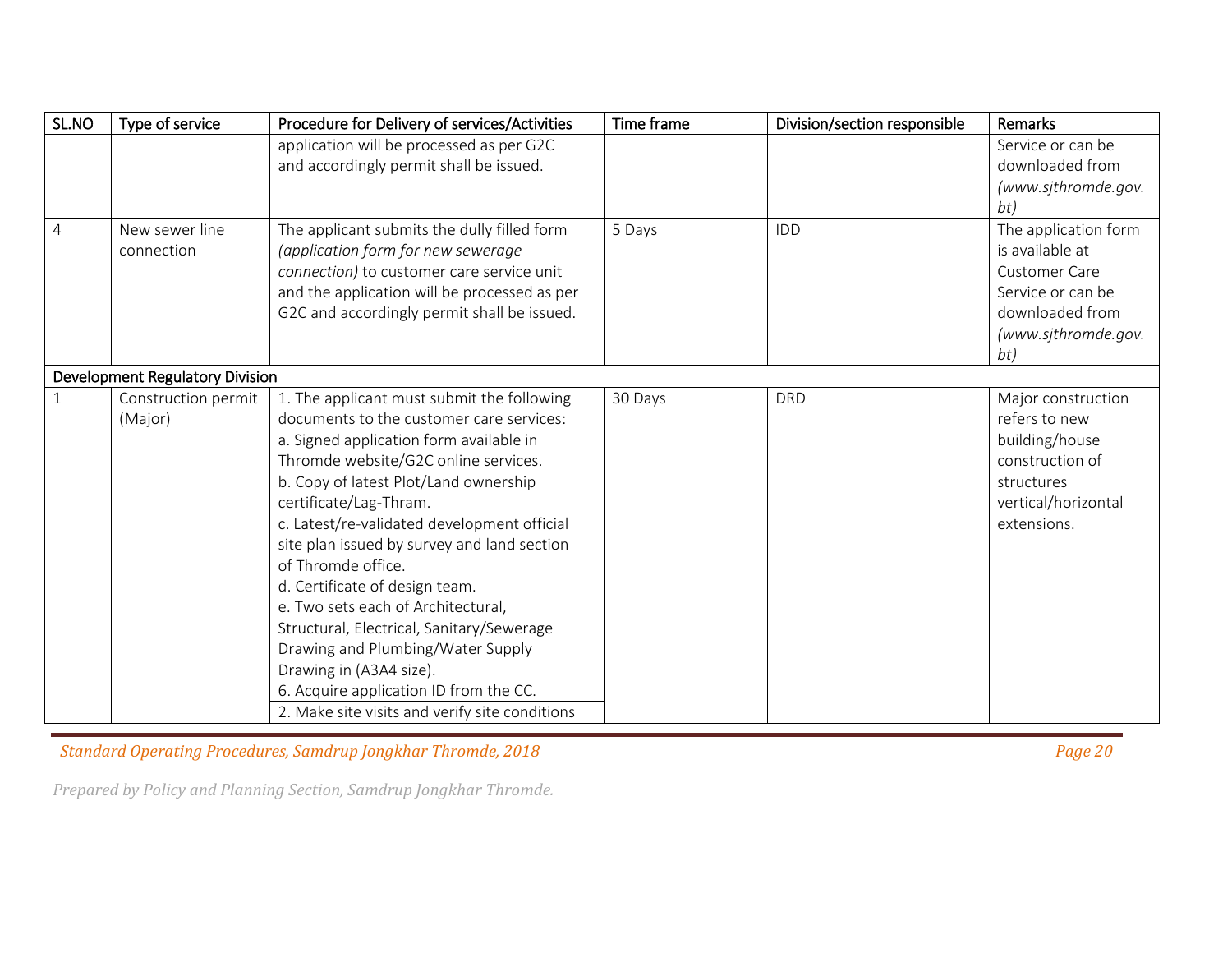| SL.NO | Type of service | Procedure for Delivery of services/Activities | Time frame | Division/section responsible | Remarks |
|---|---|---|---|---|---|
| | | application will be processed as per G2C and accordingly permit shall be issued. | | | Service or can be downloaded from *(www.sjthromde.gov.bt)* |
| 4 | New sewer line connection | The applicant submits the dully filled form *(application form for new sewerage connection)* to customer care service unit and the application will be processed as per G2C and accordingly permit shall be issued. | 5 Days | IDD | The application form is available at Customer Care Service or can be downloaded from *(www.sjthromde.gov.bt)* |
| **Development Regulatory Division** | | | | | |
| 1 | Construction permit (Major) | 1. The applicant must submit the following documents to the customer care services:<br>a. Signed application form available in Thromde website/G2C online services.<br>b. Copy of latest Plot/Land ownership certificate/Lag-Thram.<br>c. Latest/re-validated development official site plan issued by survey and land section of Thromde office.<br>d. Certificate of design team.<br>e. Two sets each of Architectural, Structural, Electrical, Sanitary/Sewerage Drawing and Plumbing/Water Supply Drawing in (A3A4 size).<br>6. Acquire application ID from the CC.<br>2. Make site visits and verify site conditions | 30 Days | DRD | Major construction refers to new building/house construction of structures vertical/horizontal extensions. |

*Standard Operating Procedures, Samdrup Jongkhar Thromde, 2018*

*Prepared by Policy and Planning Section, Samdrup Jongkhar Thromde.*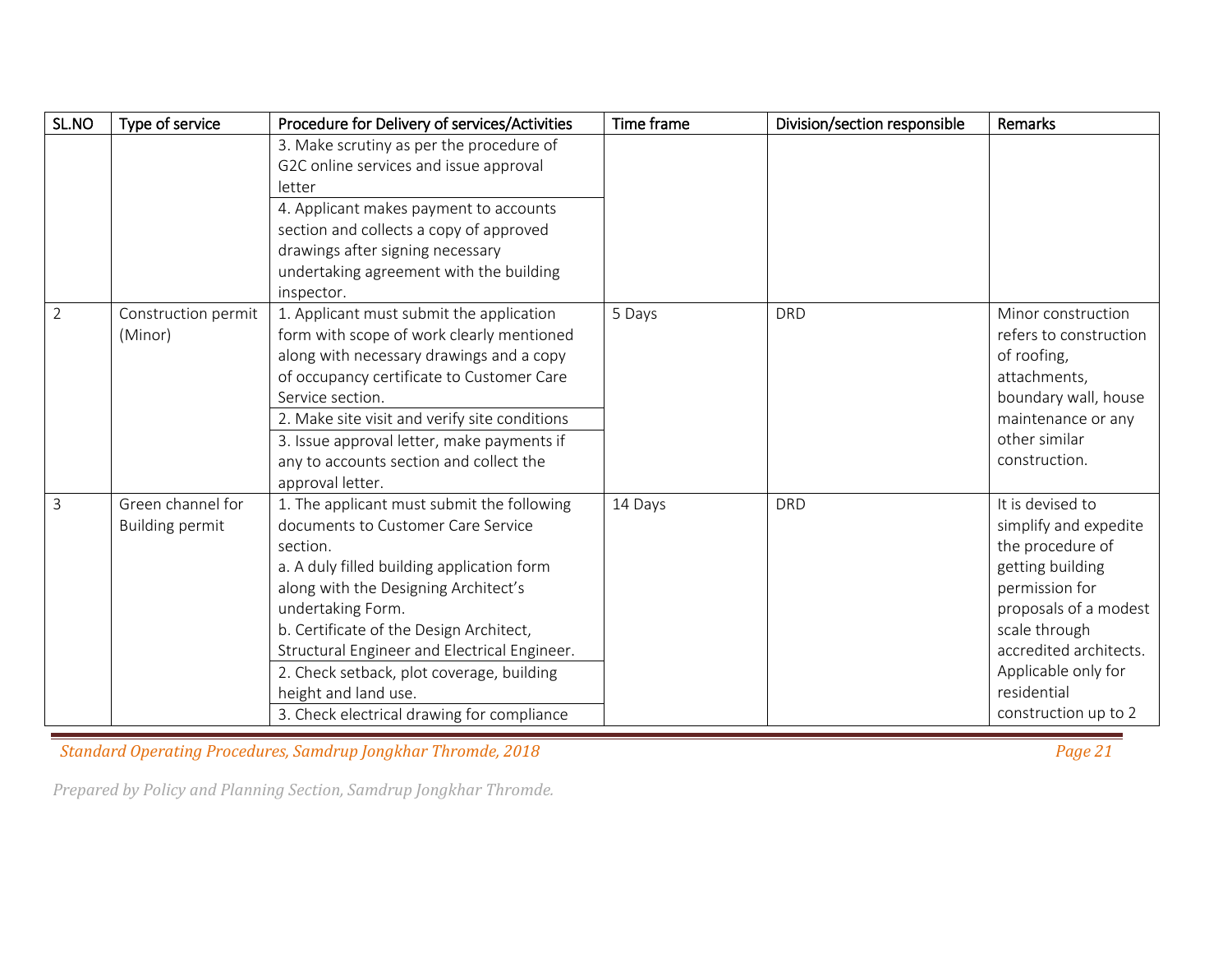| SL.NO | Type of service | Procedure for Delivery of services/Activities | Time frame | Division/section responsible | Remarks |
|---|---|---|---|---|---|
| | | 3. Make scrutiny as per the procedure of G2C online services and issue approval letter | | | |
| | | 4. Applicant makes payment to accounts section and collects a copy of approved drawings after signing necessary undertaking agreement with the building inspector. | | | |
| 2 | Construction permit (Minor) | 1. Applicant must submit the application form with scope of work clearly mentioned along with necessary drawings and a copy of occupancy certificate to Customer Care Service section. | 5 Days | DRD | Minor construction refers to construction of roofing, attachments, boundary wall, house maintenance or any other similar construction. |
| | | 2. Make site visit and verify site conditions | | | |
| | | 3. Issue approval letter, make payments if any to accounts section and collect the approval letter. | | | |
| 3 | Green channel for Building permit | 1. The applicant must submit the following documents to Customer Care Service section.<br>a. A duly filled building application form along with the Designing Architect's undertaking Form.<br>b. Certificate of the Design Architect, Structural Engineer and Electrical Engineer. | 14 Days | DRD | It is devised to simplify and expedite the procedure of getting building permission for proposals of a modest scale through accredited architects. Applicable only for residential construction up to 2 |
| | | 2. Check setback, plot coverage, building height and land use. | | | |
| | | 3. Check electrical drawing for compliance | | | |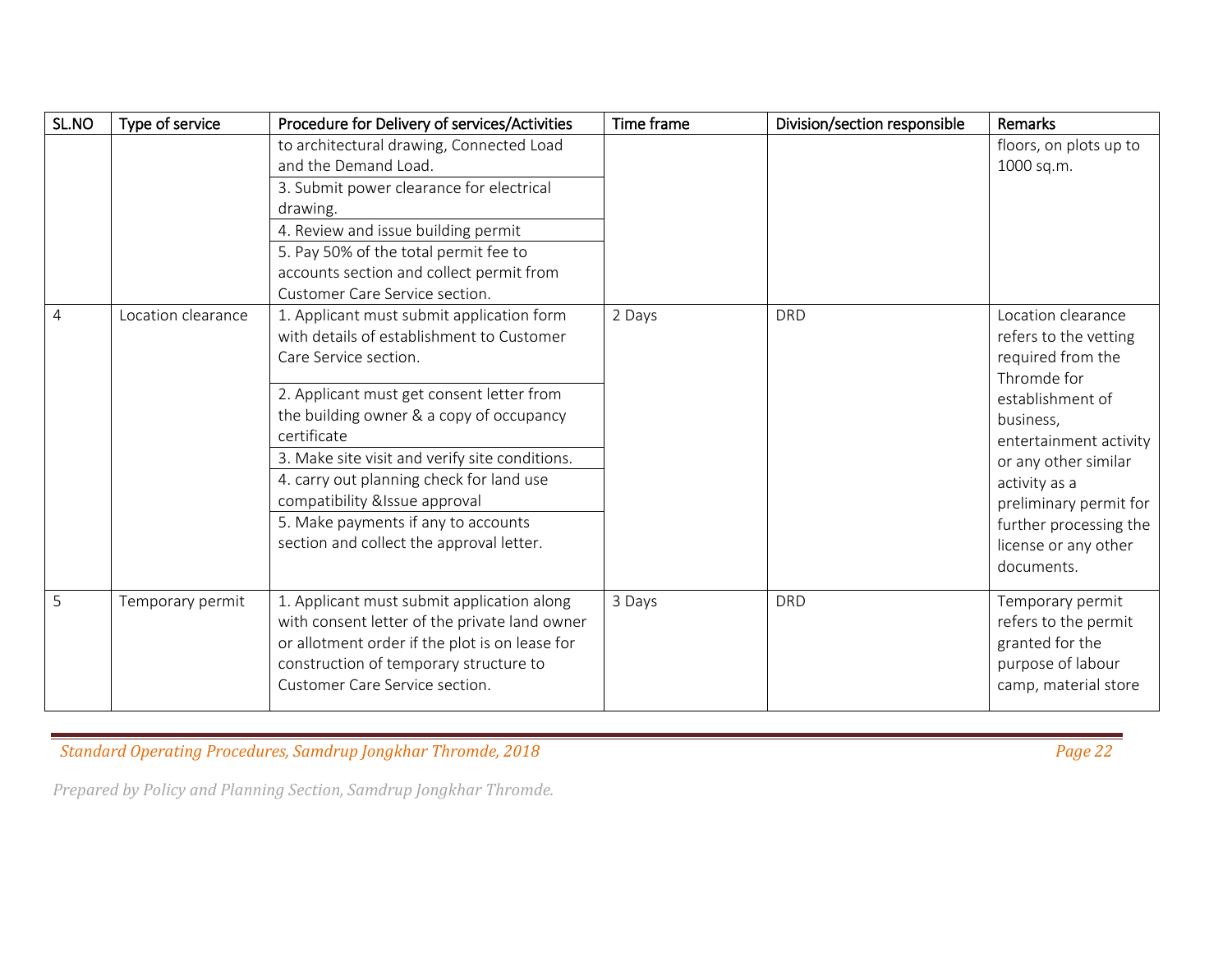| SL.NO | Type of service | Procedure for Delivery of services/Activities | Time frame | Division/section responsible | Remarks |
|---|---|---|---|---|---|
| | | to architectural drawing, Connected Load and the Demand Load. | | | floors, on plots up to 1000 sq.m. |
| | | 3. Submit power clearance for electrical drawing. | | | |
| | | 4. Review and issue building permit | | | |
| | | 5. Pay 50% of the total permit fee to accounts section and collect permit from Customer Care Service section. | | | |
| 4 | Location clearance | 1. Applicant must submit application form with details of establishment to Customer Care Service section. | 2 Days | DRD | Location clearance refers to the vetting required from the Thromde for establishment of business, entertainment activity or any other similar activity as a preliminary permit for further processing the license or any other documents. |
| | | 2. Applicant must get consent letter from the building owner & a copy of occupancy certificate | | | |
| | | 3. Make site visit and verify site conditions. | | | |
| | | 4. carry out planning check for land use compatibility &Issue approval | | | |
| | | 5. Make payments if any to accounts section and collect the approval letter. | | | |
| 5 | Temporary permit | 1. Applicant must submit application along with consent letter of the private land owner or allotment order if the plot is on lease for construction of temporary structure to Customer Care Service section. | 3 Days | DRD | Temporary permit refers to the permit granted for the purpose of labour camp, material store |

*Prepared by Policy and Planning Section, Samdrup Jongkhar Thromde.*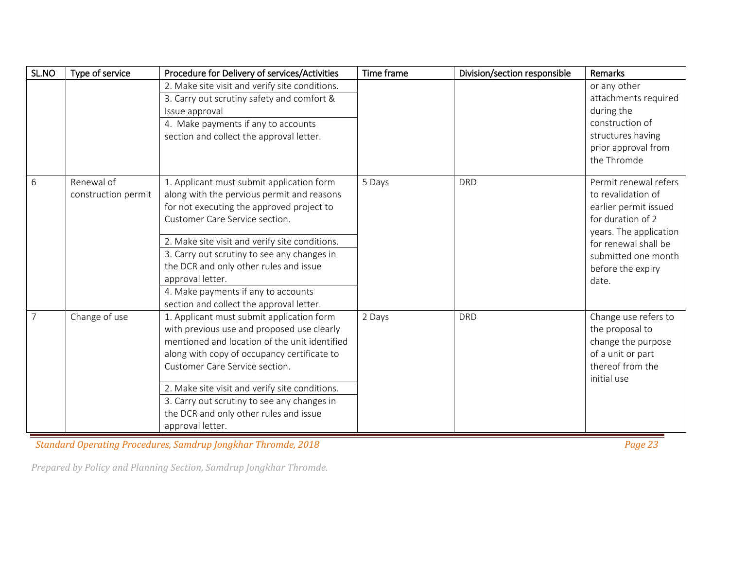| SL.NO | Type of service | Procedure for Delivery of services/Activities | Time frame | Division/section responsible | Remarks |
|---|---|---|---|---|---|
| | | 2. Make site visit and verify site conditions.<br>3. Carry out scrutiny safety and comfort & Issue approval<br>4. Make payments if any to accounts section and collect the approval letter. | | | or any other attachments required during the construction of structures having prior approval from the Thromde |
| 6 | Renewal of construction permit | 1. Applicant must submit application form along with the pervious permit and reasons for not executing the approved project to Customer Care Service section.<br>2. Make site visit and verify site conditions.<br>3. Carry out scrutiny to see any changes in the DCR and only other rules and issue approval letter.<br>4. Make payments if any to accounts section and collect the approval letter. | 5 Days | DRD | Permit renewal refers to revalidation of earlier permit issued for duration of 2 years. The application for renewal shall be submitted one month before the expiry date. |
| 7 | Change of use | 1. Applicant must submit application form with previous use and proposed use clearly mentioned and location of the unit identified along with copy of occupancy certificate to Customer Care Service section.<br>2. Make site visit and verify site conditions.<br>3. Carry out scrutiny to see any changes in the DCR and only other rules and issue approval letter. | 2 Days | DRD | Change use refers to the proposal to change the purpose of a unit or part thereof from the initial use |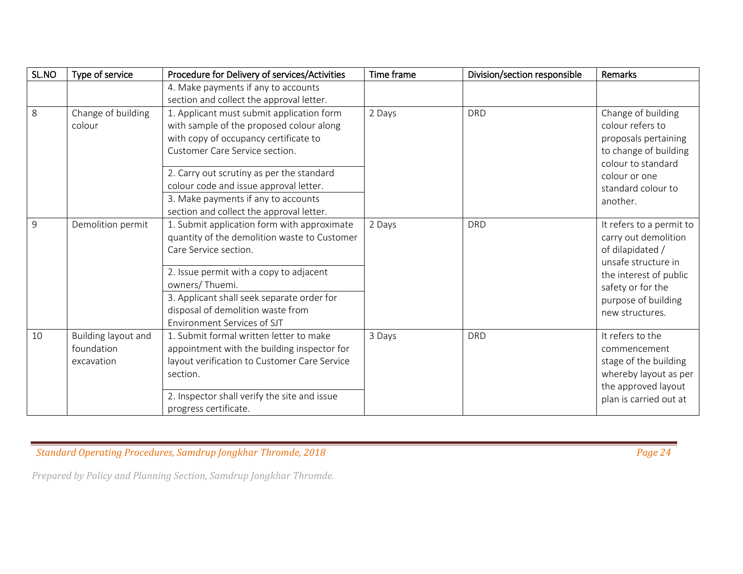| SL.NO | Type of service | Procedure for Delivery of services/Activities | Time frame | Division/section responsible | Remarks |
|---|---|---|---|---|---|
| | | 4. Make payments if any to accounts section and collect the approval letter. | | | |
| 8 | Change of building colour | 1. Applicant must submit application form with sample of the proposed colour along with copy of occupancy certificate to Customer Care Service section. | 2 Days | DRD | Change of building colour refers to proposals pertaining to change of building colour to standard colour or one standard colour to another. |
| | | 2. Carry out scrutiny as per the standard colour code and issue approval letter. | | | |
| | | 3. Make payments if any to accounts section and collect the approval letter. | | | |
| 9 | Demolition permit | 1. Submit application form with approximate quantity of the demolition waste to Customer Care Service section. | 2 Days | DRD | It refers to a permit to carry out demolition of dilapidated / unsafe structure in the interest of public safety or for the purpose of building new structures. |
| | | 2. Issue permit with a copy to adjacent owners/ Thuemi. | | | |
| | | 3. Applicant shall seek separate order for disposal of demolition waste from Environment Services of SJT | | | |
| 10 | Building layout and foundation excavation | 1. Submit formal written letter to make appointment with the building inspector for layout verification to Customer Care Service section. | 3 Days | DRD | It refers to the commencement stage of the building whereby layout as per the approved layout plan is carried out at |
| | | 2. Inspector shall verify the site and issue progress certificate. | | | |

*Prepared by Policy and Planning Section, Samdrup Jongkhar Thromde.*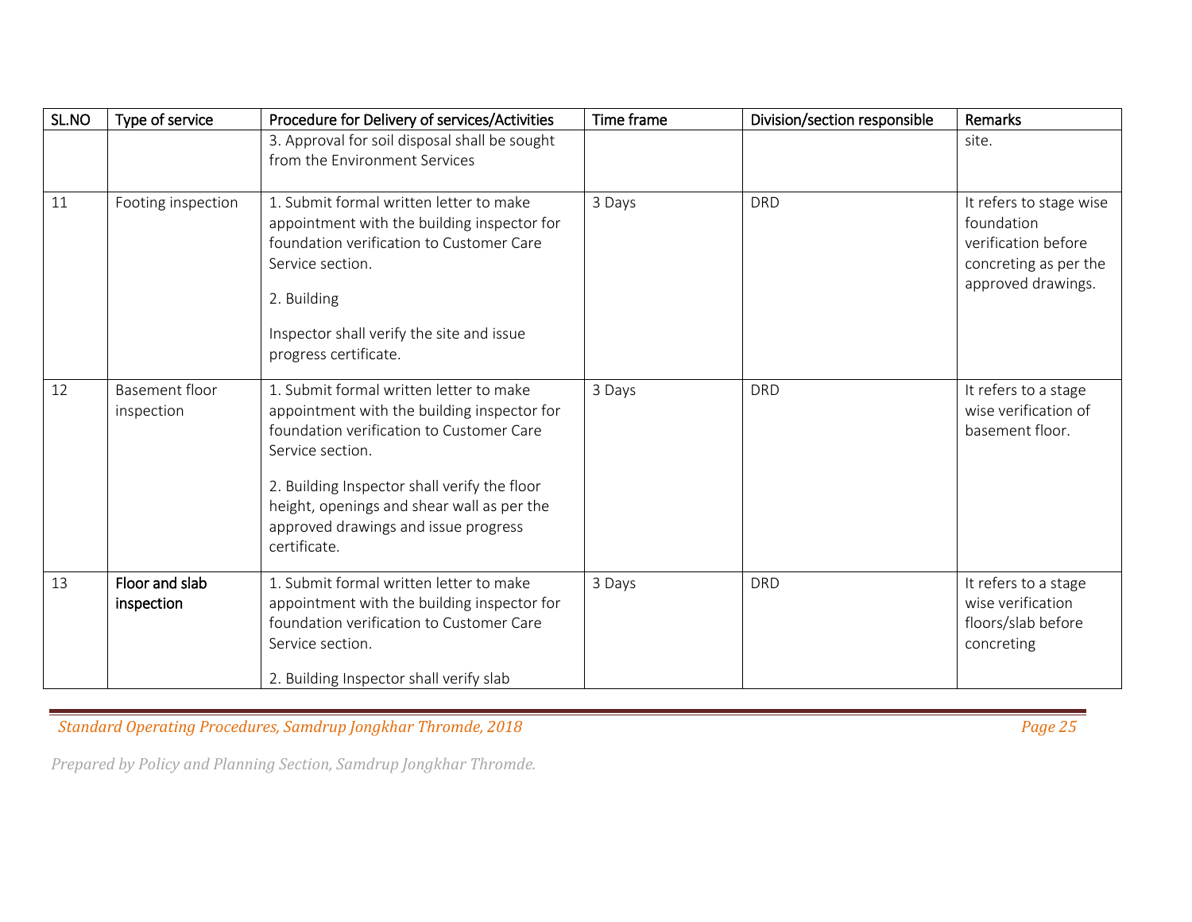| SL.NO | Type of service | Procedure for Delivery of services/Activities | Time frame | Division/section responsible | Remarks |
|---|---|---|---|---|---|
| | | 3. Approval for soil disposal shall be sought from the Environment Services | | | site. |
| 11 | Footing inspection | 1. Submit formal written letter to make appointment with the building inspector for foundation verification to Customer Care Service section.<br><br>2. Building<br><br>Inspector shall verify the site and issue progress certificate. | 3 Days | DRD | It refers to stage wise foundation verification before concreting as per the approved drawings. |
| 12 | Basement floor inspection | 1. Submit formal written letter to make appointment with the building inspector for foundation verification to Customer Care Service section.<br><br>2. Building Inspector shall verify the floor height, openings and shear wall as per the approved drawings and issue progress certificate. | 3 Days | DRD | It refers to a stage wise verification of basement floor. |
| 13 | Floor and slab inspection | 1. Submit formal written letter to make appointment with the building inspector for foundation verification to Customer Care Service section.<br><br>2. Building Inspector shall verify slab | 3 Days | DRD | It refers to a stage wise verification floors/slab before concreting |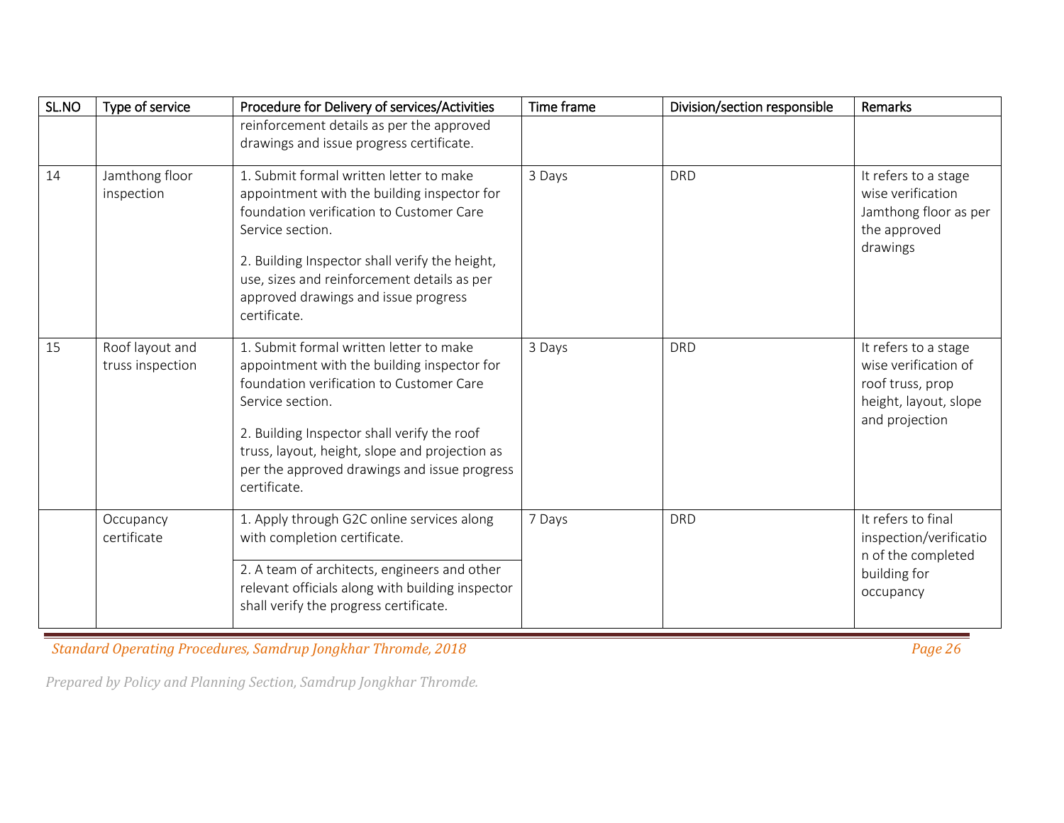| SL.NO | Type of service | Procedure for Delivery of services/Activities | Time frame | Division/section responsible | Remarks |
|---|---|---|---|---|---|
| | | reinforcement details as per the approved drawings and issue progress certificate. | | | |
| 14 | Jamthong floor inspection | 1. Submit formal written letter to make appointment with the building inspector for foundation verification to Customer Care Service section.<br><br>2. Building Inspector shall verify the height, use, sizes and reinforcement details as per approved drawings and issue progress certificate. | 3 Days | DRD | It refers to a stage wise verification Jamthong floor as per the approved drawings |
| 15 | Roof layout and truss inspection | 1. Submit formal written letter to make appointment with the building inspector for foundation verification to Customer Care Service section.<br><br>2. Building Inspector shall verify the roof truss, layout, height, slope and projection as per the approved drawings and issue progress certificate. | 3 Days | DRD | It refers to a stage wise verification of roof truss, prop height, layout, slope and projection |
| | Occupancy certificate | 1. Apply through G2C online services along with completion certificate.<br><br>2. A team of architects, engineers and other relevant officials along with building inspector shall verify the progress certificate. | 7 Days | DRD | It refers to final inspection/verification of the completed building for occupancy |

*Prepared by Policy and Planning Section, Samdrup Jongkhar Thromde.*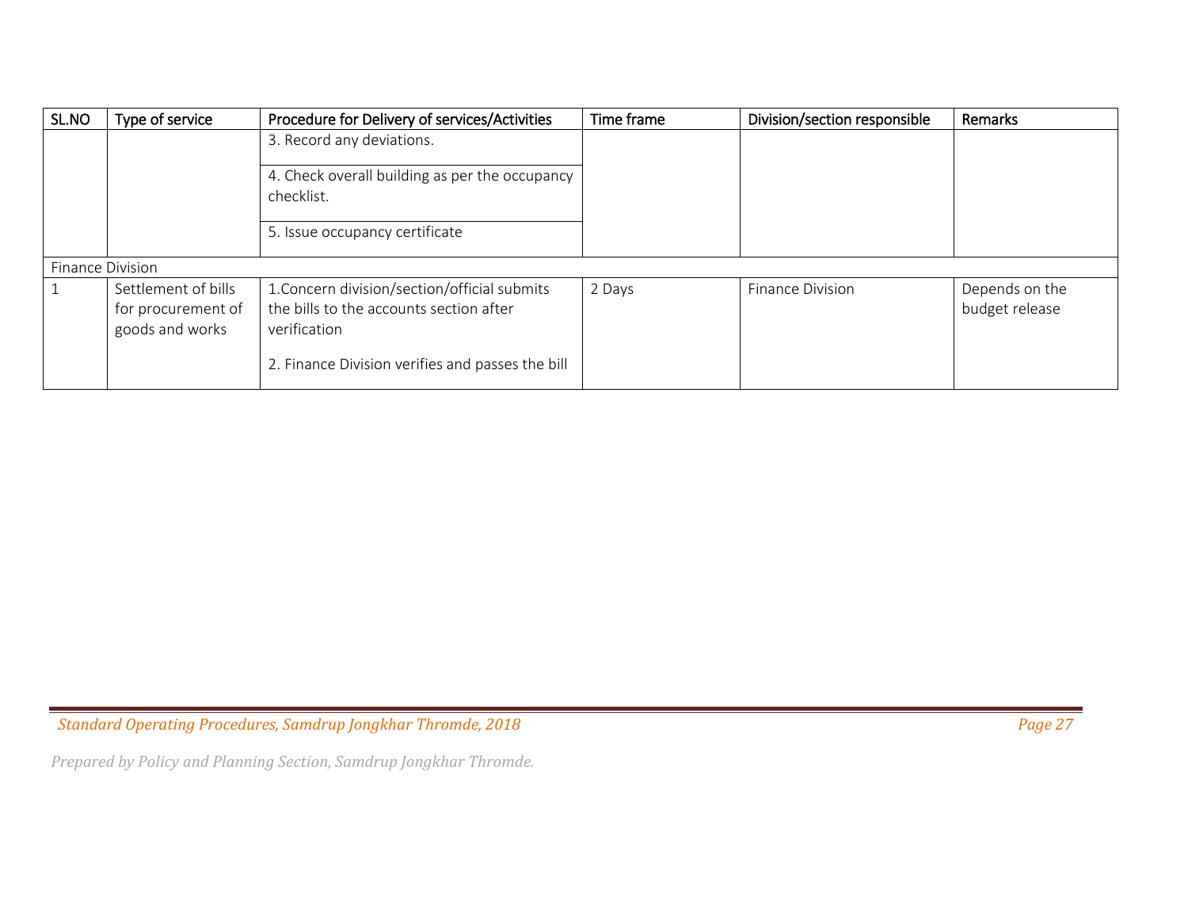| SL.NO | Type of service | Procedure for Delivery of services/Activities | Time frame | Division/section responsible | Remarks |
|---|---|---|---|---|---|
| | | 3. Record any deviations.<br>4. Check overall building as per the occupancy checklist.<br>5. Issue occupancy certificate | | | |
| Finance Division | | | | | |
| 1 | Settlement of bills for procurement of goods and works | 1.Concern division/section/official submits the bills to the accounts section after verification<br>2. Finance Division verifies and passes the bill | 2 Days | Finance Division | Depends on the budget release |

*Prepared by Policy and Planning Section, Samdrup Jongkhar Thromde.*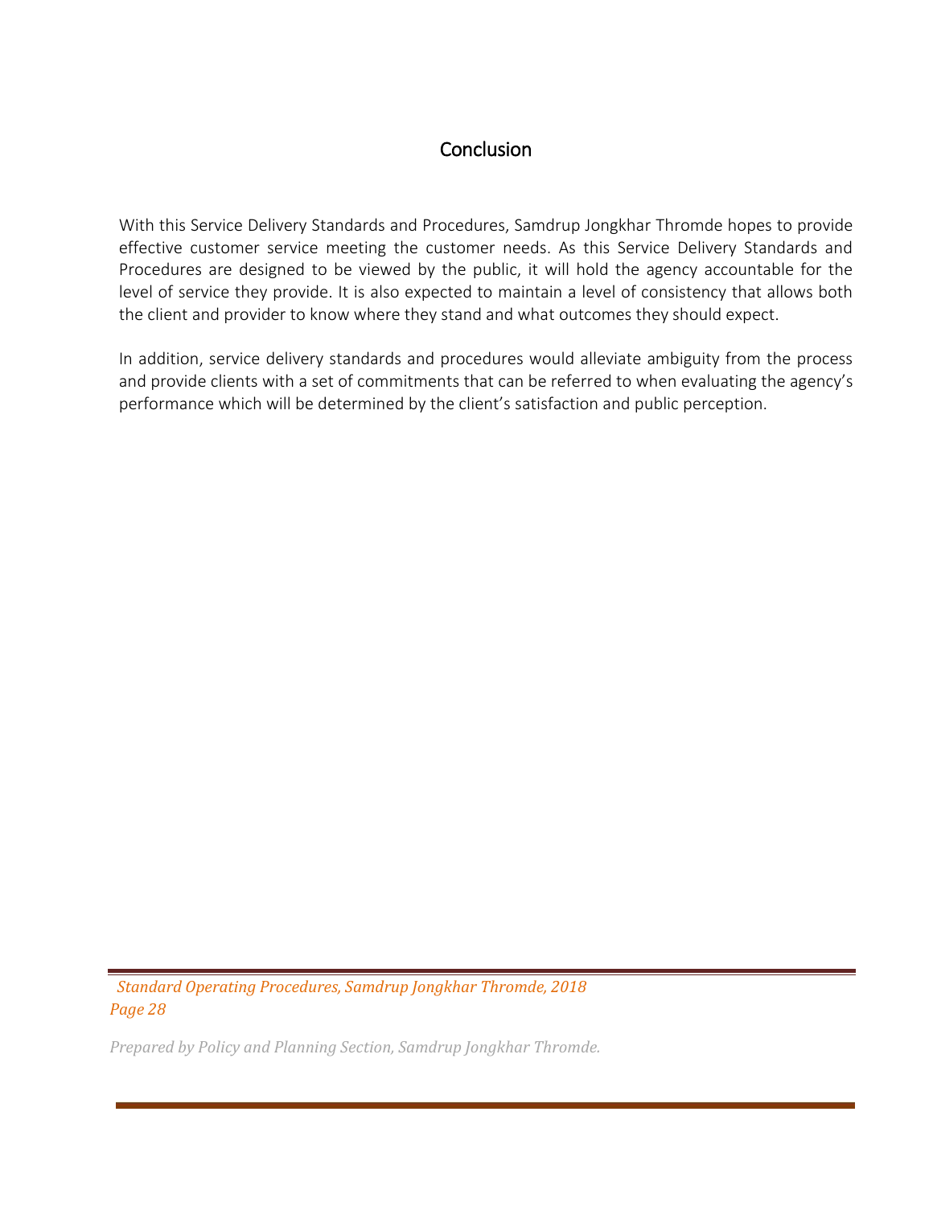# Conclusion

With this Service Delivery Standards and Procedures, Samdrup Jongkhar Thromde hopes to provide effective customer service meeting the customer needs. As this Service Delivery Standards and Procedures are designed to be viewed by the public, it will hold the agency accountable for the level of service they provide. It is also expected to maintain a level of consistency that allows both the client and provider to know where they stand and what outcomes they should expect.

In addition, service delivery standards and procedures would alleviate ambiguity from the process and provide clients with a set of commitments that can be referred to when evaluating the agency's performance which will be determined by the client's satisfaction and public perception.